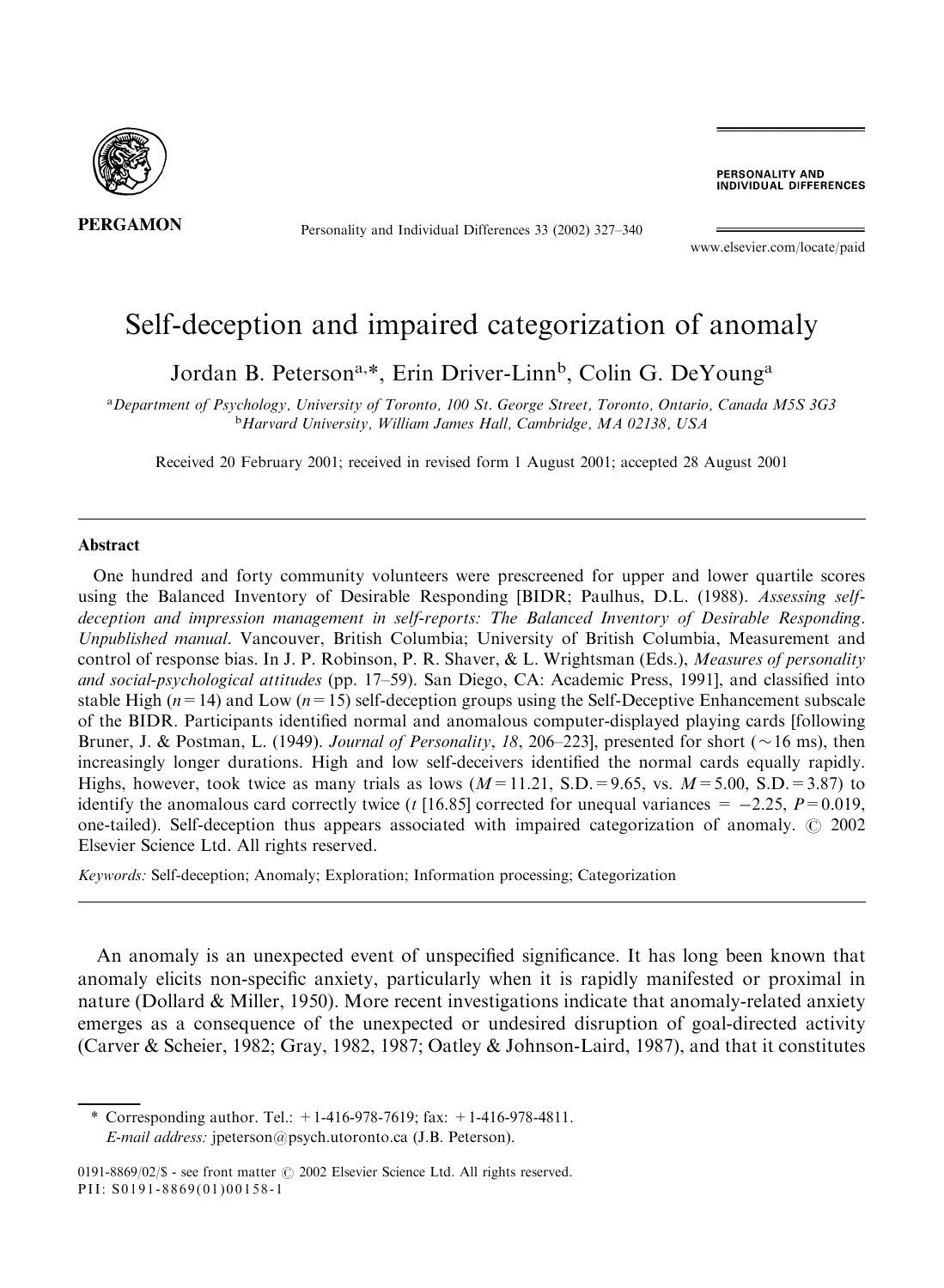# Self-deception and impaired categorization of anomaly

Jordan B. Peterson[a,*], Erin Driver-Linn[b], Colin G. DeYoung[a]

[a]Department of Psychology, University of Toronto, 100 St. George Street, Toronto, Ontario, Canada M5S 3G3
[b]Harvard University, William James Hall, Cambridge, MA 02138, USA

Received 20 February 2001; received in revised form 1 August 2001; accepted 28 August 2001

## Abstract

One hundred and forty community volunteers were prescreened for upper and lower quartile scores using the Balanced Inventory of Desirable Responding [BIDR; Paulhus, D.L. (1988). *Assessing self-deception and impression management in self-reports: The Balanced Inventory of Desirable Responding*. *Unpublished manual*. Vancouver, British Columbia; University of British Columbia, Measurement and control of response bias. In J. P. Robinson, P. R. Shaver, & L. Wrightsman (Eds.), *Measures of personality and social-psychological attitudes* (pp. 17–59). San Diego, CA: Academic Press, 1991], and classified into stable High ($n = 14$) and Low ($n = 15$) self-deception groups using the Self-Deceptive Enhancement subscale of the BIDR. Participants identified normal and anomalous computer-displayed playing cards [following Bruner, J. & Postman, L. (1949). *Journal of Personality*, *18*, 206–223], presented for short (~16 ms), then increasingly longer durations. High and low self-deceivers identified the normal cards equally rapidly. Highs, however, took twice as many trials as lows ($M = 11.21$, S.D. = 9.65, vs. $M = 5.00$, S.D. = 3.87) to identify the anomalous card correctly twice ($t$ [16.85] corrected for unequal variances = $-2.25$, $P = 0.019$, one-tailed). Self-deception thus appears associated with impaired categorization of anomaly. © 2002 Elsevier Science Ltd. All rights reserved.

*Keywords:* Self-deception; Anomaly; Exploration; Information processing; Categorization

An anomaly is an unexpected event of unspecified significance. It has long been known that anomaly elicits non-specific anxiety, particularly when it is rapidly manifested or proximal in nature (Dollard & Miller, 1950). More recent investigations indicate that anomaly-related anxiety emerges as a consequence of the unexpected or undesired disruption of goal-directed activity (Carver & Scheier, 1982; Gray, 1982, 1987; Oatley & Johnson-Laird, 1987), and that it constitutes

* Corresponding author. Tel.: +1-416-978-7619; fax: +1-416-978-4811.
*E-mail address:* jpeterson@psych.utoronto.ca (J.B. Peterson).

0191-8869/02/$ - see front matter © 2002 Elsevier Science Ltd. All rights reserved.
PII: S0191-8869(01)00158-1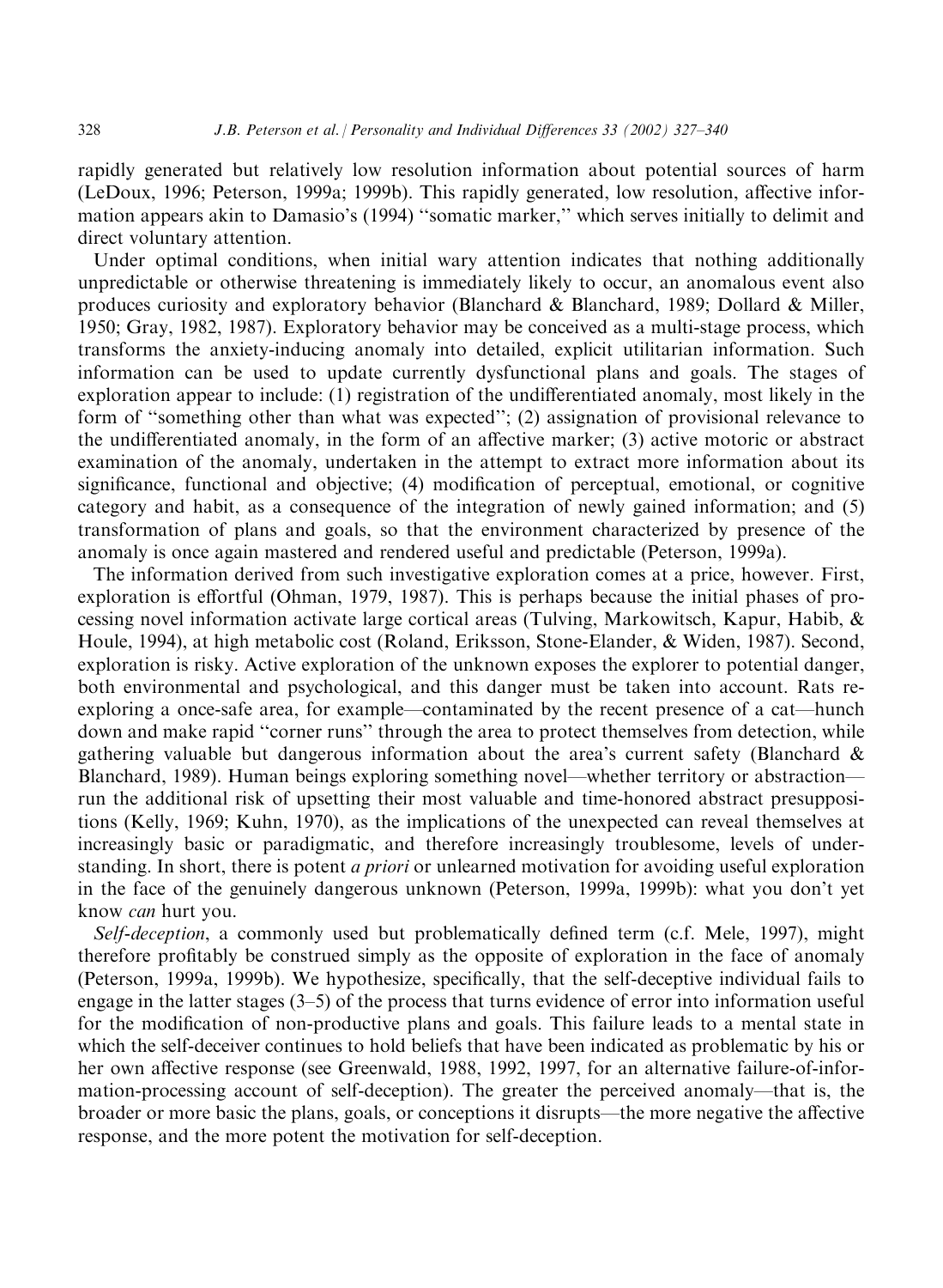rapidly generated but relatively low resolution information about potential sources of harm (LeDoux, 1996; Peterson, 1999a; 1999b). This rapidly generated, low resolution, affective information appears akin to Damasio's (1994) "somatic marker," which serves initially to delimit and direct voluntary attention.

Under optimal conditions, when initial wary attention indicates that nothing additionally unpredictable or otherwise threatening is immediately likely to occur, an anomalous event also produces curiosity and exploratory behavior (Blanchard & Blanchard, 1989; Dollard & Miller, 1950; Gray, 1982, 1987). Exploratory behavior may be conceived as a multi-stage process, which transforms the anxiety-inducing anomaly into detailed, explicit utilitarian information. Such information can be used to update currently dysfunctional plans and goals. The stages of exploration appear to include: (1) registration of the undifferentiated anomaly, most likely in the form of "something other than what was expected"; (2) assignation of provisional relevance to the undifferentiated anomaly, in the form of an affective marker; (3) active motoric or abstract examination of the anomaly, undertaken in the attempt to extract more information about its significance, functional and objective; (4) modification of perceptual, emotional, or cognitive category and habit, as a consequence of the integration of newly gained information; and (5) transformation of plans and goals, so that the environment characterized by presence of the anomaly is once again mastered and rendered useful and predictable (Peterson, 1999a).

The information derived from such investigative exploration comes at a price, however. First, exploration is effortful (Ohman, 1979, 1987). This is perhaps because the initial phases of processing novel information activate large cortical areas (Tulving, Markowitsch, Kapur, Habib, & Houle, 1994), at high metabolic cost (Roland, Eriksson, Stone-Elander, & Widen, 1987). Second, exploration is risky. Active exploration of the unknown exposes the explorer to potential danger, both environmental and psychological, and this danger must be taken into account. Rats re-exploring a once-safe area, for example—contaminated by the recent presence of a cat—hunch down and make rapid "corner runs" through the area to protect themselves from detection, while gathering valuable but dangerous information about the area's current safety (Blanchard & Blanchard, 1989). Human beings exploring something novel—whether territory or abstraction—run the additional risk of upsetting their most valuable and time-honored abstract presuppositions (Kelly, 1969; Kuhn, 1970), as the implications of the unexpected can reveal themselves at increasingly basic or paradigmatic, and therefore increasingly troublesome, levels of understanding. In short, there is potent *a priori* or unlearned motivation for avoiding useful exploration in the face of the genuinely dangerous unknown (Peterson, 1999a, 1999b): what you don't yet know *can* hurt you.

*Self-deception*, a commonly used but problematically defined term (c.f. Mele, 1997), might therefore profitably be construed simply as the opposite of exploration in the face of anomaly (Peterson, 1999a, 1999b). We hypothesize, specifically, that the self-deceptive individual fails to engage in the latter stages (3–5) of the process that turns evidence of error into information useful for the modification of non-productive plans and goals. This failure leads to a mental state in which the self-deceiver continues to hold beliefs that have been indicated as problematic by his or her own affective response (see Greenwald, 1988, 1992, 1997, for an alternative failure-of-information-processing account of self-deception). The greater the perceived anomaly—that is, the broader or more basic the plans, goals, or conceptions it disrupts—the more negative the affective response, and the more potent the motivation for self-deception.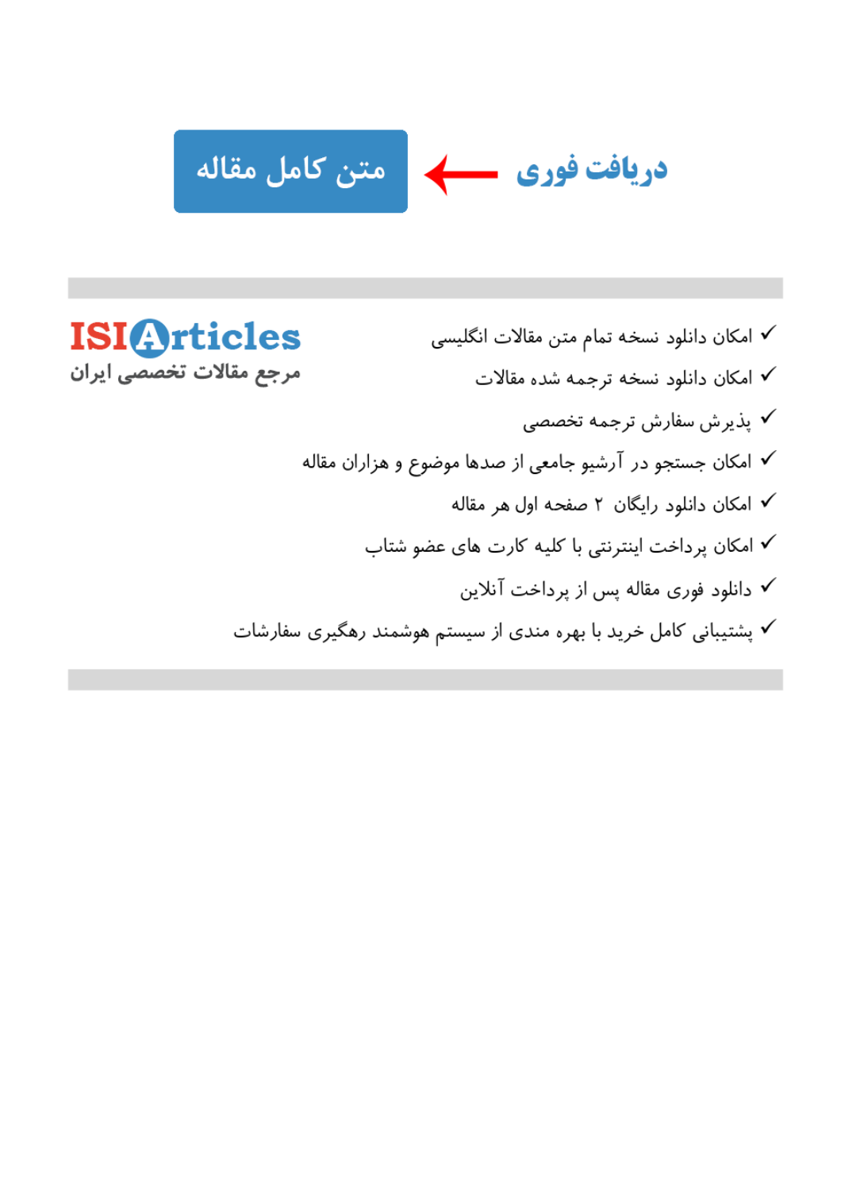دریافت فوری ← **متن کامل مقاله**

**ISIArticles**
مرجع مقالات تخصصی ایران

- ✓ امکان دانلود نسخه تمام متن مقالات انگلیسی
- ✓ امکان دانلود نسخه ترجمه شده مقالات
- ✓ پذیرش سفارش ترجمه تخصصی
- ✓ امکان جستجو در آرشیو جامعی از صدها موضوع و هزاران مقاله
- ✓ امکان دانلود رایگان ۲ صفحه اول هر مقاله
- ✓ امکان پرداخت اینترنتی با کلیه کارت های عضو شتاب
- ✓ دانلود فوری مقاله پس از پرداخت آنلاین
- ✓ پشتیبانی کامل خرید با بهره مندی از سیستم هوشمند رهگیری سفارشات